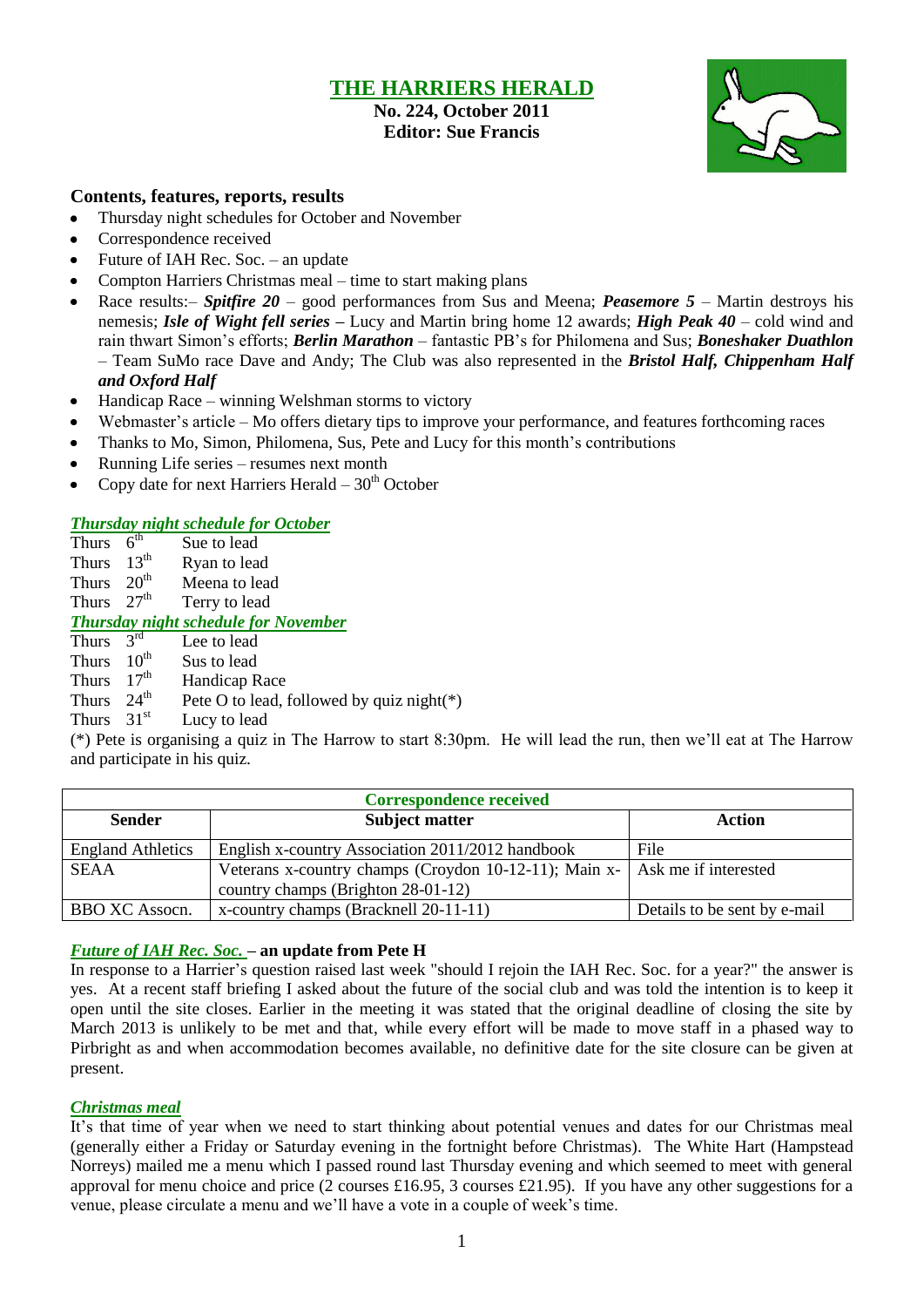# THE HARRIERS HERALD

**No. 224, October 2011**
**Editor: Sue Francis**

## Contents, features, reports, results

- Thursday night schedules for October and November
- Correspondence received
- Future of IAH Rec. Soc. – an update
- Compton Harriers Christmas meal – time to start making plans
- Race results:– ***Spitfire 20*** – good performances from Sus and Meena; ***Peasemore 5*** – Martin destroys his nemesis; ***Isle of Wight fell series*** **–** Lucy and Martin bring home 12 awards; ***High Peak 40*** – cold wind and rain thwart Simon's efforts; ***Berlin Marathon*** – fantastic PB's for Philomena and Sus; ***Boneshaker Duathlon*** – Team SuMo race Dave and Andy; The Club was also represented in the ***Bristol Half, Chippenham Half and Oxford Half***
- Handicap Race – winning Welshman storms to victory
- Webmaster's article – Mo offers dietary tips to improve your performance, and features forthcoming races
- Thanks to Mo, Simon, Philomena, Sus, Pete and Lucy for this month's contributions
- Running Life series – resumes next month
- Copy date for next Harriers Herald – 30th October

### *Thursday night schedule for October*

Thurs 6th Sue to lead
Thurs 13th Ryan to lead
Thurs 20th Meena to lead
Thurs 27th Terry to lead

### *Thursday night schedule for November*

Thurs 3rd Lee to lead
Thurs 10th Sus to lead
Thurs 17th Handicap Race
Thurs 24th Pete O to lead, followed by quiz night(*)
Thurs 31st Lucy to lead

(*) Pete is organising a quiz in The Harrow to start 8:30pm. He will lead the run, then we'll eat at The Harrow and participate in his quiz.

| Correspondence received | | |
|---|---|---|
| **Sender** | **Subject matter** | **Action** |
| England Athletics | English x-country Association 2011/2012 handbook | File |
| SEAA | Veterans x-country champs (Croydon 10-12-11); Main x-country champs (Brighton 28-01-12) | Ask me if interested |
| BBO XC Assocn. | x-country champs (Bracknell 20-11-11) | Details to be sent by e-mail |

### *Future of IAH Rec. Soc.* – an update from Pete H

In response to a Harrier's question raised last week "should I rejoin the IAH Rec. Soc. for a year?" the answer is yes. At a recent staff briefing I asked about the future of the social club and was told the intention is to keep it open until the site closes. Earlier in the meeting it was stated that the original deadline of closing the site by March 2013 is unlikely to be met and that, while every effort will be made to move staff in a phased way to Pirbright as and when accommodation becomes available, no definitive date for the site closure can be given at present.

### *Christmas meal*

It's that time of year when we need to start thinking about potential venues and dates for our Christmas meal (generally either a Friday or Saturday evening in the fortnight before Christmas). The White Hart (Hampstead Norreys) mailed me a menu which I passed round last Thursday evening and which seemed to meet with general approval for menu choice and price (2 courses £16.95, 3 courses £21.95). If you have any other suggestions for a venue, please circulate a menu and we'll have a vote in a couple of week's time.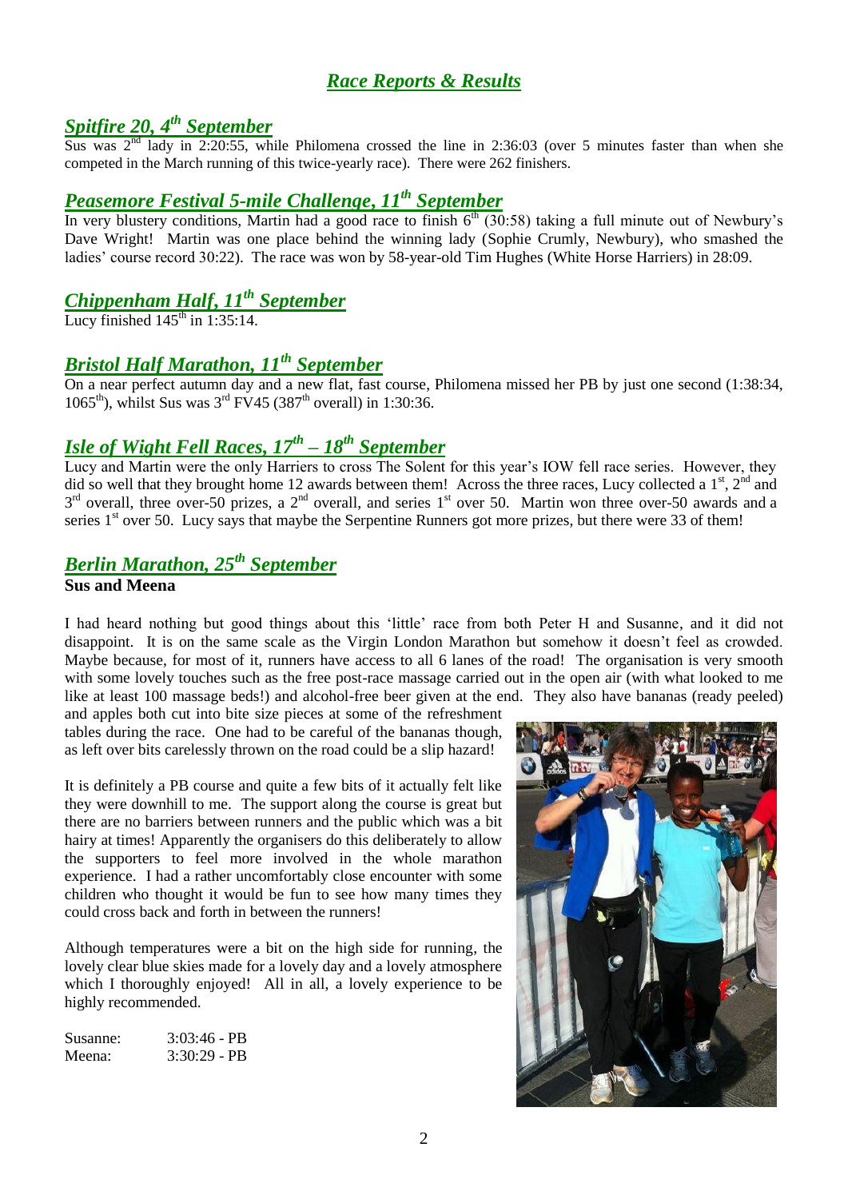# *Race Reports & Results*

## *Spitfire 20, 4th September*

Sus was 2nd lady in 2:20:55, while Philomena crossed the line in 2:36:03 (over 5 minutes faster than when she competed in the March running of this twice-yearly race). There were 262 finishers.

## *Peasemore Festival 5-mile Challenge, 11th September*

In very blustery conditions, Martin had a good race to finish 6th (30:58) taking a full minute out of Newbury's Dave Wright! Martin was one place behind the winning lady (Sophie Crumly, Newbury), who smashed the ladies' course record 30:22). The race was won by 58-year-old Tim Hughes (White Horse Harriers) in 28:09.

## *Chippenham Half, 11th September*

Lucy finished 145th in 1:35:14.

## *Bristol Half Marathon, 11th September*

On a near perfect autumn day and a new flat, fast course, Philomena missed her PB by just one second (1:38:34, 1065th), whilst Sus was 3rd FV45 (387th overall) in 1:30:36.

## *Isle of Wight Fell Races, 17th – 18th September*

Lucy and Martin were the only Harriers to cross The Solent for this year's IOW fell race series. However, they did so well that they brought home 12 awards between them! Across the three races, Lucy collected a 1st, 2nd and 3rd overall, three over-50 prizes, a 2nd overall, and series 1st over 50. Martin won three over-50 awards and a series 1st over 50. Lucy says that maybe the Serpentine Runners got more prizes, but there were 33 of them!

## *Berlin Marathon, 25th September*

**Sus and Meena**

I had heard nothing but good things about this 'little' race from both Peter H and Susanne, and it did not disappoint. It is on the same scale as the Virgin London Marathon but somehow it doesn't feel as crowded. Maybe because, for most of it, runners have access to all 6 lanes of the road! The organisation is very smooth with some lovely touches such as the free post-race massage carried out in the open air (with what looked to me like at least 100 massage beds!) and alcohol-free beer given at the end. They also have bananas (ready peeled) and apples both cut into bite size pieces at some of the refreshment tables during the race. One had to be careful of the bananas though, as left over bits carelessly thrown on the road could be a slip hazard!

It is definitely a PB course and quite a few bits of it actually felt like they were downhill to me. The support along the course is great but there are no barriers between runners and the public which was a bit hairy at times! Apparently the organisers do this deliberately to allow the supporters to feel more involved in the whole marathon experience. I had a rather uncomfortably close encounter with some children who thought it would be fun to see how many times they could cross back and forth in between the runners!

Although temperatures were a bit on the high side for running, the lovely clear blue skies made for a lovely day and a lovely atmosphere which I thoroughly enjoyed! All in all, a lovely experience to be highly recommended.

| | |
|---|---|
| Susanne: | 3:03:46 - PB |
| Meena: | 3:30:29 - PB |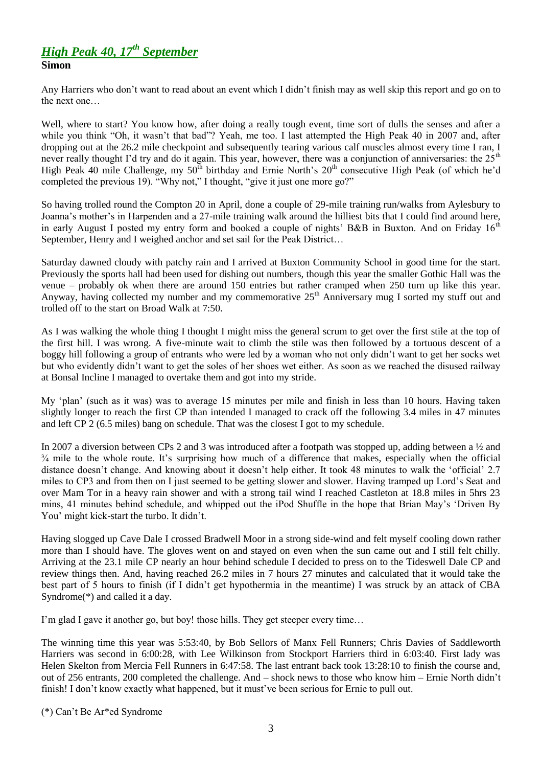## *High Peak 40, 17th September*

**Simon**

Any Harriers who don't want to read about an event which I didn't finish may as well skip this report and go on to the next one…

Well, where to start? You know how, after doing a really tough event, time sort of dulls the senses and after a while you think "Oh, it wasn't that bad"? Yeah, me too. I last attempted the High Peak 40 in 2007 and, after dropping out at the 26.2 mile checkpoint and subsequently tearing various calf muscles almost every time I ran, I never really thought I'd try and do it again. This year, however, there was a conjunction of anniversaries: the 25th High Peak 40 mile Challenge, my 50th birthday and Ernie North's 20th consecutive High Peak (of which he'd completed the previous 19). "Why not," I thought, "give it just one more go?"

So having trolled round the Compton 20 in April, done a couple of 29-mile training run/walks from Aylesbury to Joanna's mother's in Harpenden and a 27-mile training walk around the hilliest bits that I could find around here, in early August I posted my entry form and booked a couple of nights' B&B in Buxton. And on Friday 16th September, Henry and I weighed anchor and set sail for the Peak District…

Saturday dawned cloudy with patchy rain and I arrived at Buxton Community School in good time for the start. Previously the sports hall had been used for dishing out numbers, though this year the smaller Gothic Hall was the venue – probably ok when there are around 150 entries but rather cramped when 250 turn up like this year. Anyway, having collected my number and my commemorative 25th Anniversary mug I sorted my stuff out and trolled off to the start on Broad Walk at 7:50.

As I was walking the whole thing I thought I might miss the general scrum to get over the first stile at the top of the first hill. I was wrong. A five-minute wait to climb the stile was then followed by a tortuous descent of a boggy hill following a group of entrants who were led by a woman who not only didn't want to get her socks wet but who evidently didn't want to get the soles of her shoes wet either. As soon as we reached the disused railway at Bonsal Incline I managed to overtake them and got into my stride.

My 'plan' (such as it was) was to average 15 minutes per mile and finish in less than 10 hours. Having taken slightly longer to reach the first CP than intended I managed to crack off the following 3.4 miles in 47 minutes and left CP 2 (6.5 miles) bang on schedule. That was the closest I got to my schedule.

In 2007 a diversion between CPs 2 and 3 was introduced after a footpath was stopped up, adding between a ½ and ¾ mile to the whole route. It's surprising how much of a difference that makes, especially when the official distance doesn't change. And knowing about it doesn't help either. It took 48 minutes to walk the 'official' 2.7 miles to CP3 and from then on I just seemed to be getting slower and slower. Having tramped up Lord's Seat and over Mam Tor in a heavy rain shower and with a strong tail wind I reached Castleton at 18.8 miles in 5hrs 23 mins, 41 minutes behind schedule, and whipped out the iPod Shuffle in the hope that Brian May's 'Driven By You' might kick-start the turbo. It didn't.

Having slogged up Cave Dale I crossed Bradwell Moor in a strong side-wind and felt myself cooling down rather more than I should have. The gloves went on and stayed on even when the sun came out and I still felt chilly. Arriving at the 23.1 mile CP nearly an hour behind schedule I decided to press on to the Tideswell Dale CP and review things then. And, having reached 26.2 miles in 7 hours 27 minutes and calculated that it would take the best part of 5 hours to finish (if I didn't get hypothermia in the meantime) I was struck by an attack of CBA Syndrome(*) and called it a day.

I'm glad I gave it another go, but boy! those hills. They get steeper every time…

The winning time this year was 5:53:40, by Bob Sellors of Manx Fell Runners; Chris Davies of Saddleworth Harriers was second in 6:00:28, with Lee Wilkinson from Stockport Harriers third in 6:03:40. First lady was Helen Skelton from Mercia Fell Runners in 6:47:58. The last entrant back took 13:28:10 to finish the course and, out of 256 entrants, 200 completed the challenge. And – shock news to those who know him – Ernie North didn't finish! I don't know exactly what happened, but it must've been serious for Ernie to pull out.

(*) Can't Be Ar*ed Syndrome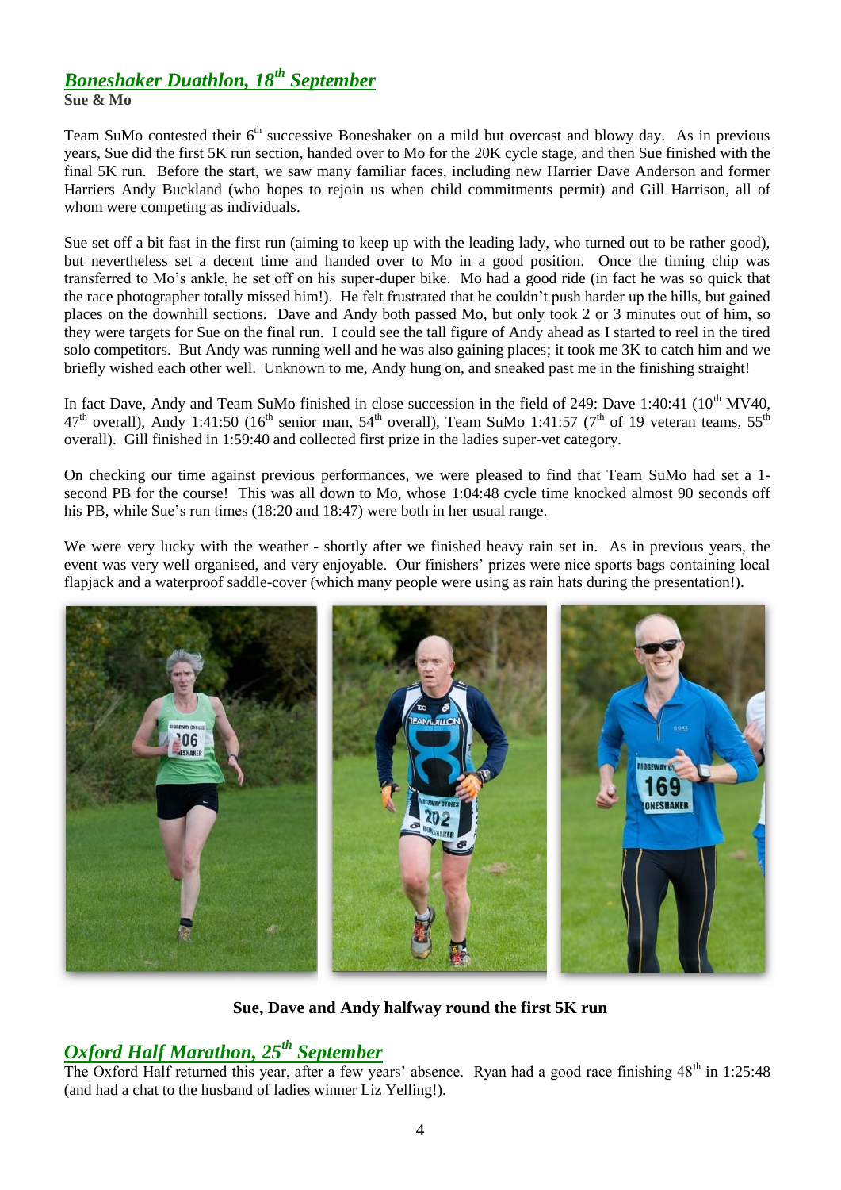## *Boneshaker Duathlon, 18th September*

**Sue & Mo**

Team SuMo contested their 6th successive Boneshaker on a mild but overcast and blowy day. As in previous years, Sue did the first 5K run section, handed over to Mo for the 20K cycle stage, and then Sue finished with the final 5K run. Before the start, we saw many familiar faces, including new Harrier Dave Anderson and former Harriers Andy Buckland (who hopes to rejoin us when child commitments permit) and Gill Harrison, all of whom were competing as individuals.

Sue set off a bit fast in the first run (aiming to keep up with the leading lady, who turned out to be rather good), but nevertheless set a decent time and handed over to Mo in a good position. Once the timing chip was transferred to Mo's ankle, he set off on his super-duper bike. Mo had a good ride (in fact he was so quick that the race photographer totally missed him!). He felt frustrated that he couldn't push harder up the hills, but gained places on the downhill sections. Dave and Andy both passed Mo, but only took 2 or 3 minutes out of him, so they were targets for Sue on the final run. I could see the tall figure of Andy ahead as I started to reel in the tired solo competitors. But Andy was running well and he was also gaining places; it took me 3K to catch him and we briefly wished each other well. Unknown to me, Andy hung on, and sneaked past me in the finishing straight!

In fact Dave, Andy and Team SuMo finished in close succession in the field of 249: Dave 1:40:41 (10th MV40, 47th overall), Andy 1:41:50 (16th senior man, 54th overall), Team SuMo 1:41:57 (7th of 19 veteran teams, 55th overall). Gill finished in 1:59:40 and collected first prize in the ladies super-vet category.

On checking our time against previous performances, we were pleased to find that Team SuMo had set a 1-second PB for the course! This was all down to Mo, whose 1:04:48 cycle time knocked almost 90 seconds off his PB, while Sue's run times (18:20 and 18:47) were both in her usual range.

We were very lucky with the weather - shortly after we finished heavy rain set in. As in previous years, the event was very well organised, and very enjoyable. Our finishers' prizes were nice sports bags containing local flapjack and a waterproof saddle-cover (which many people were using as rain hats during the presentation!).

**Sue, Dave and Andy halfway round the first 5K run**

## *Oxford Half Marathon, 25th September*

The Oxford Half returned this year, after a few years' absence. Ryan had a good race finishing 48th in 1:25:48 (and had a chat to the husband of ladies winner Liz Yelling!).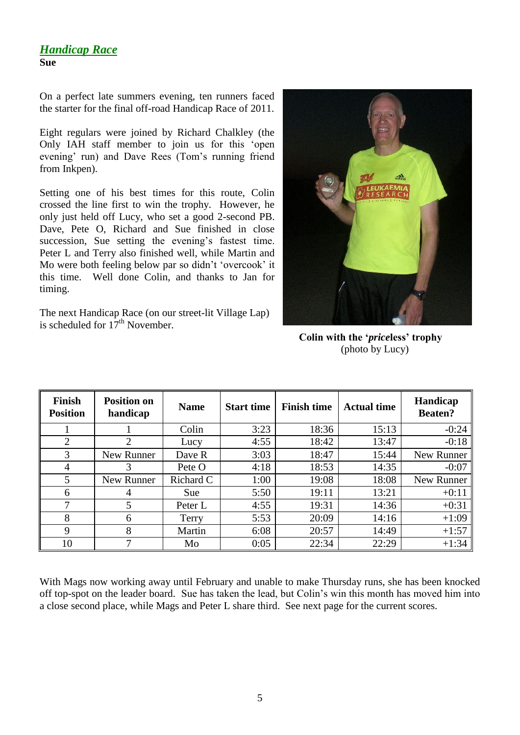## *Handicap Race*

**Sue**

On a perfect late summers evening, ten runners faced the starter for the final off-road Handicap Race of 2011.

Eight regulars were joined by Richard Chalkley (the Only IAH staff member to join us for this 'open evening' run) and Dave Rees (Tom's running friend from Inkpen).

Setting one of his best times for this route, Colin crossed the line first to win the trophy. However, he only just held off Lucy, who set a good 2-second PB. Dave, Pete O, Richard and Sue finished in close succession, Sue setting the evening's fastest time. Peter L and Terry also finished well, while Martin and Mo were both feeling below par so didn't 'overcook' it this time. Well done Colin, and thanks to Jan for timing.

The next Handicap Race (on our street-lit Village Lap) is scheduled for 17th November.

**Colin with the '*price*less' trophy**
(photo by Lucy)

| Finish Position | Position on handicap | Name | Start time | Finish time | Actual time | Handicap Beaten? |
|---|---|---|---|---|---|---|
| 1 | 1 | Colin | 3:23 | 18:36 | 15:13 | -0:24 |
| 2 | 2 | Lucy | 4:55 | 18:42 | 13:47 | -0:18 |
| 3 | New Runner | Dave R | 3:03 | 18:47 | 15:44 | New Runner |
| 4 | 3 | Pete O | 4:18 | 18:53 | 14:35 | -0:07 |
| 5 | New Runner | Richard C | 1:00 | 19:08 | 18:08 | New Runner |
| 6 | 4 | Sue | 5:50 | 19:11 | 13:21 | +0:11 |
| 7 | 5 | Peter L | 4:55 | 19:31 | 14:36 | +0:31 |
| 8 | 6 | Terry | 5:53 | 20:09 | 14:16 | +1:09 |
| 9 | 8 | Martin | 6:08 | 20:57 | 14:49 | +1:57 |
| 10 | 7 | Mo | 0:05 | 22:34 | 22:29 | +1:34 |

With Mags now working away until February and unable to make Thursday runs, she has been knocked off top-spot on the leader board. Sue has taken the lead, but Colin's win this month has moved him into a close second place, while Mags and Peter L share third. See next page for the current scores.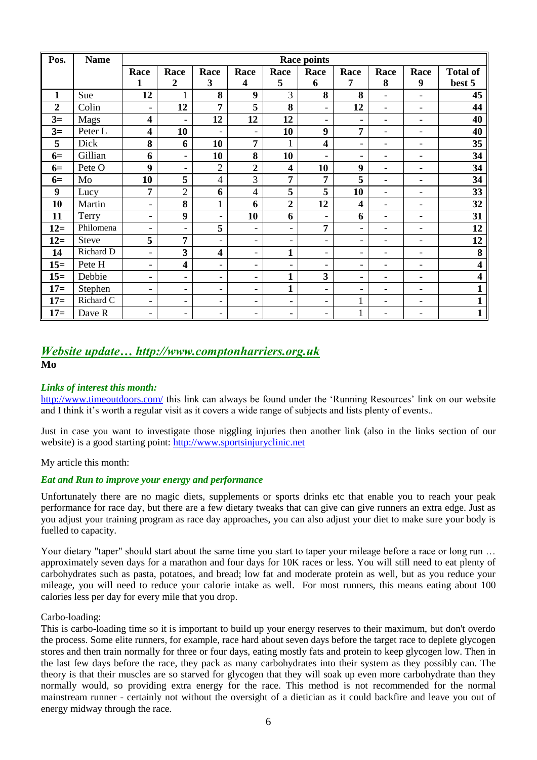| Pos. | Name | Race points | | | | | | | | | |
|---|---|---|---|---|---|---|---|---|---|---|---|
| | | Race 1 | Race 2 | Race 3 | Race 4 | Race 5 | Race 6 | Race 7 | Race 8 | Race 9 | Total of best 5 |
| **1** | Sue | **12** | 1 | **8** | **9** | 3 | **8** | **8** | - | - | **45** |
| **2** | Colin | - | **12** | **7** | **5** | **8** | - | **12** | - | - | **44** |
| **3=** | Mags | **4** | - | **12** | **12** | **12** | - | - | - | - | **40** |
| **3=** | Peter L | **4** | **10** | - | - | **10** | **9** | **7** | - | - | **40** |
| **5** | Dick | **8** | **6** | **10** | **7** | 1 | **4** | - | - | - | **35** |
| **6=** | Gillian | **6** | - | **10** | **8** | **10** | - | - | - | - | **34** |
| **6=** | Pete O | **9** | - | 2 | **2** | **4** | **10** | **9** | - | - | **34** |
| **6=** | Mo | **10** | **5** | 4 | 3 | **7** | **7** | **5** | - | - | **34** |
| **9** | Lucy | **7** | 2 | **6** | 4 | **5** | **5** | **10** | - | - | **33** |
| **10** | Martin | - | **8** | 1 | **6** | **2** | **12** | **4** | - | - | **32** |
| **11** | Terry | - | **9** | - | **10** | **6** | - | **6** | - | - | **31** |
| **12=** | Philomena | - | - | **5** | - | - | **7** | - | - | - | **12** |
| **12=** | Steve | **5** | **7** | - | - | - | - | - | - | - | **12** |
| **14** | Richard D | - | **3** | **4** | - | **1** | - | - | - | - | **8** |
| **15=** | Pete H | - | **4** | - | - | - | - | - | - | - | **4** |
| **15=** | Debbie | - | - | - | - | **1** | **3** | - | - | - | **4** |
| **17=** | Stephen | - | - | - | - | **1** | - | - | - | - | **1** |
| **17=** | Richard C | - | - | - | - | - | - | 1 | - | - | **1** |
| **17=** | Dave R | - | - | - | - | - | - | 1 | - | - | **1** |

## *Website update… http://www.comptonharriers.org.uk*

**Mo**

***Links of interest this month:***

http://www.timeoutdoors.com/ this link can always be found under the 'Running Resources' link on our website and I think it's worth a regular visit as it covers a wide range of subjects and lists plenty of events..

Just in case you want to investigate those niggling injuries then another link (also in the links section of our website) is a good starting point: http://www.sportsinjuryclinic.net

My article this month:

***Eat and Run to improve your energy and performance***

Unfortunately there are no magic diets, supplements or sports drinks etc that enable you to reach your peak performance for race day, but there are a few dietary tweaks that can give can give runners an extra edge. Just as you adjust your training program as race day approaches, you can also adjust your diet to make sure your body is fuelled to capacity.

Your dietary "taper" should start about the same time you start to taper your mileage before a race or long run … approximately seven days for a marathon and four days for 10K races or less. You will still need to eat plenty of carbohydrates such as pasta, potatoes, and bread; low fat and moderate protein as well, but as you reduce your mileage, you will need to reduce your calorie intake as well. For most runners, this means eating about 100 calories less per day for every mile that you drop.

Carbo-loading:

This is carbo-loading time so it is important to build up your energy reserves to their maximum, but don't overdo the process. Some elite runners, for example, race hard about seven days before the target race to deplete glycogen stores and then train normally for three or four days, eating mostly fats and protein to keep glycogen low. Then in the last few days before the race, they pack as many carbohydrates into their system as they possibly can. The theory is that their muscles are so starved for glycogen that they will soak up even more carbohydrate than they normally would, so providing extra energy for the race. This method is not recommended for the normal mainstream runner - certainly not without the oversight of a dietician as it could backfire and leave you out of energy midway through the race.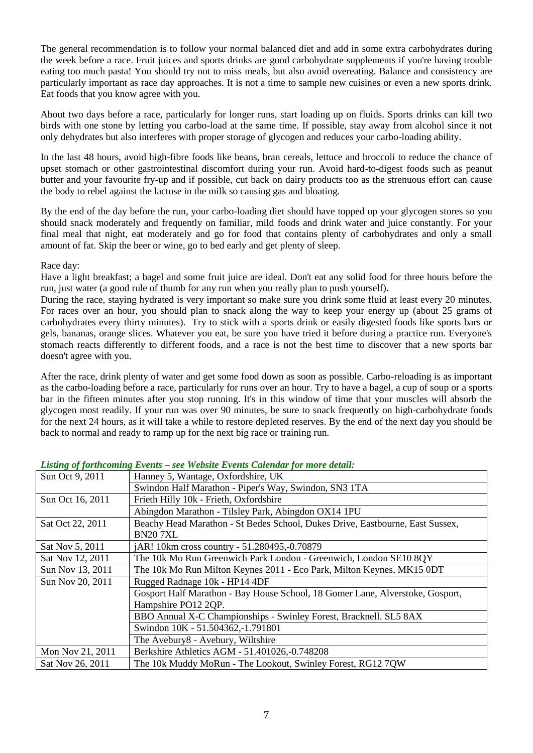The general recommendation is to follow your normal balanced diet and add in some extra carbohydrates during the week before a race. Fruit juices and sports drinks are good carbohydrate supplements if you're having trouble eating too much pasta! You should try not to miss meals, but also avoid overeating. Balance and consistency are particularly important as race day approaches. It is not a time to sample new cuisines or even a new sports drink. Eat foods that you know agree with you.

About two days before a race, particularly for longer runs, start loading up on fluids. Sports drinks can kill two birds with one stone by letting you carbo-load at the same time. If possible, stay away from alcohol since it not only dehydrates but also interferes with proper storage of glycogen and reduces your carbo-loading ability.

In the last 48 hours, avoid high-fibre foods like beans, bran cereals, lettuce and broccoli to reduce the chance of upset stomach or other gastrointestinal discomfort during your run. Avoid hard-to-digest foods such as peanut butter and your favourite fry-up and if possible, cut back on dairy products too as the strenuous effort can cause the body to rebel against the lactose in the milk so causing gas and bloating.

By the end of the day before the run, your carbo-loading diet should have topped up your glycogen stores so you should snack moderately and frequently on familiar, mild foods and drink water and juice constantly. For your final meal that night, eat moderately and go for food that contains plenty of carbohydrates and only a small amount of fat. Skip the beer or wine, go to bed early and get plenty of sleep.

Race day:
Have a light breakfast; a bagel and some fruit juice are ideal. Don't eat any solid food for three hours before the run, just water (a good rule of thumb for any run when you really plan to push yourself).
During the race, staying hydrated is very important so make sure you drink some fluid at least every 20 minutes. For races over an hour, you should plan to snack along the way to keep your energy up (about 25 grams of carbohydrates every thirty minutes). Try to stick with a sports drink or easily digested foods like sports bars or gels, bananas, orange slices. Whatever you eat, be sure you have tried it before during a practice run. Everyone's stomach reacts differently to different foods, and a race is not the best time to discover that a new sports bar doesn't agree with you.

After the race, drink plenty of water and get some food down as soon as possible. Carbo-reloading is as important as the carbo-loading before a race, particularly for runs over an hour. Try to have a bagel, a cup of soup or a sports bar in the fifteen minutes after you stop running. It's in this window of time that your muscles will absorb the glycogen most readily. If your run was over 90 minutes, be sure to snack frequently on high-carbohydrate foods for the next 24 hours, as it will take a while to restore depleted reserves. By the end of the next day you should be back to normal and ready to ramp up for the next big race or training run.

***Listing of forthcoming Events – see Website Events Calendar for more detail:***

| | |
|---|---|
| Sun Oct 9, 2011 | Hanney 5, Wantage, Oxfordshire, UK |
| | Swindon Half Marathon - Piper's Way, Swindon, SN3 1TA |
| Sun Oct 16, 2011 | Frieth Hilly 10k - Frieth, Oxfordshire |
| | Abingdon Marathon - Tilsley Park, Abingdon OX14 1PU |
| Sat Oct 22, 2011 | Beachy Head Marathon - St Bedes School, Dukes Drive, Eastbourne, East Sussex, BN20 7XL |
| Sat Nov 5, 2011 | jAR! 10km cross country - 51.280495,-0.70879 |
| Sat Nov 12, 2011 | The 10k Mo Run Greenwich Park London - Greenwich, London SE10 8QY |
| Sun Nov 13, 2011 | The 10k Mo Run Milton Keynes 2011 - Eco Park, Milton Keynes, MK15 0DT |
| Sun Nov 20, 2011 | Rugged Radnage 10k - HP14 4DF |
| | Gosport Half Marathon - Bay House School, 18 Gomer Lane, Alverstoke, Gosport, Hampshire PO12 2QP. |
| | BBO Annual X-C Championships - Swinley Forest, Bracknell. SL5 8AX |
| | Swindon 10K - 51.504362,-1.791801 |
| | The Avebury8 - Avebury, Wiltshire |
| Mon Nov 21, 2011 | Berkshire Athletics AGM - 51.401026,-0.748208 |
| Sat Nov 26, 2011 | The 10k Muddy MoRun - The Lookout, Swinley Forest, RG12 7QW |